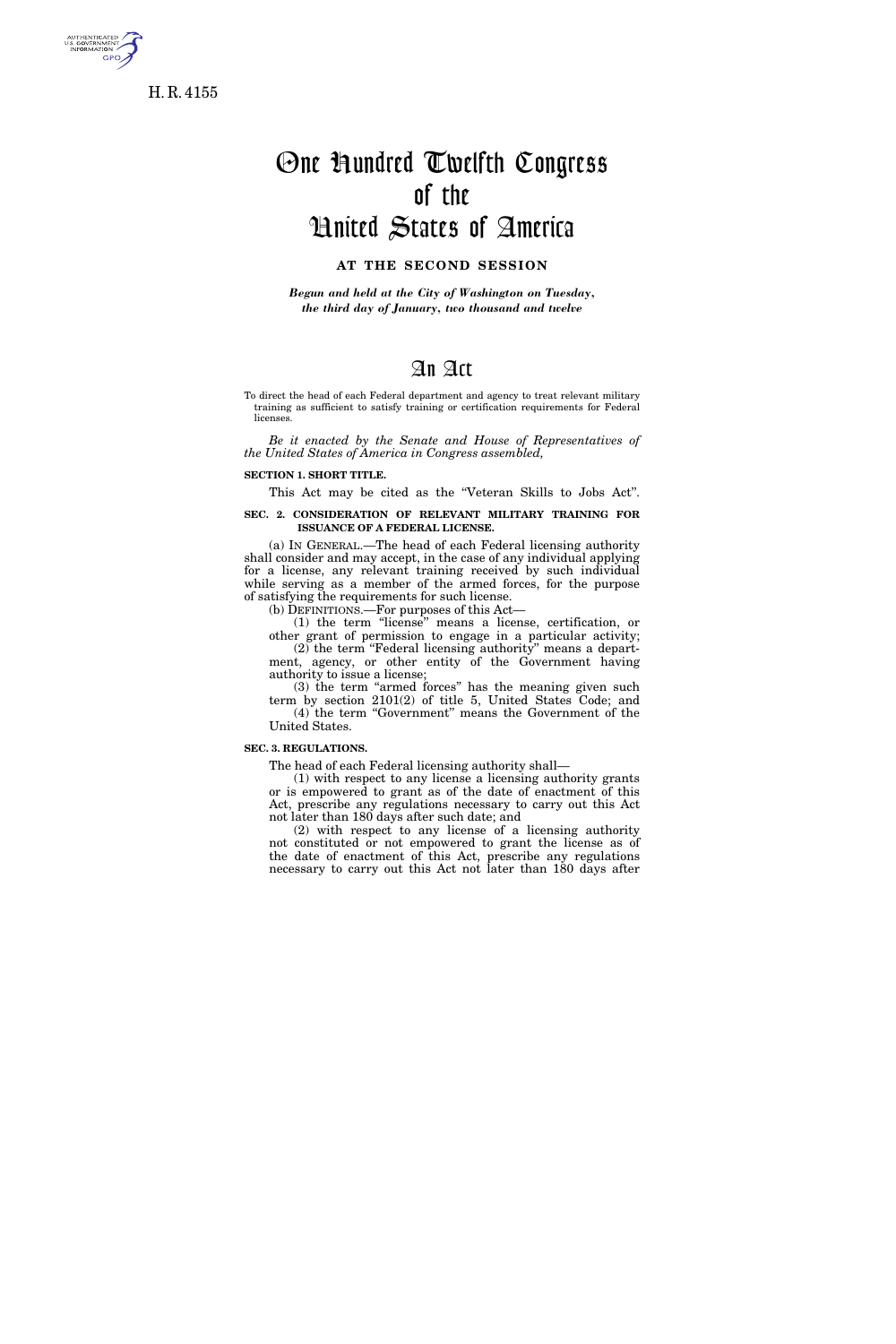H. R. 4155

# One Hundred Twelfth Congress of the United States of America

## AT THE SECOND SESSION

*Begun and held at the City of Washington on Tuesday, the third day of January, two thousand and twelve*

# An Act

To direct the head of each Federal department and agency to treat relevant military training as sufficient to satisfy training or certification requirements for Federal licenses.

*Be it enacted by the Senate and House of Representatives of the United States of America in Congress assembled,*

**SECTION 1. SHORT TITLE.**

This Act may be cited as the "Veteran Skills to Jobs Act".

**SEC. 2. CONSIDERATION OF RELEVANT MILITARY TRAINING FOR ISSUANCE OF A FEDERAL LICENSE.**

(a) IN GENERAL.—The head of each Federal licensing authority shall consider and may accept, in the case of any individual applying for a license, any relevant training received by such individual while serving as a member of the armed forces, for the purpose of satisfying the requirements for such license.

(b) DEFINITIONS.—For purposes of this Act—

(1) the term "license" means a license, certification, or other grant of permission to engage in a particular activity;

(2) the term "Federal licensing authority" means a department, agency, or other entity of the Government having authority to issue a license;

(3) the term "armed forces" has the meaning given such term by section 2101(2) of title 5, United States Code; and

(4) the term "Government" means the Government of the United States.

**SEC. 3. REGULATIONS.**

The head of each Federal licensing authority shall—

(1) with respect to any license a licensing authority grants or is empowered to grant as of the date of enactment of this Act, prescribe any regulations necessary to carry out this Act not later than 180 days after such date; and

(2) with respect to any license of a licensing authority not constituted or not empowered to grant the license as of the date of enactment of this Act, prescribe any regulations necessary to carry out this Act not later than 180 days after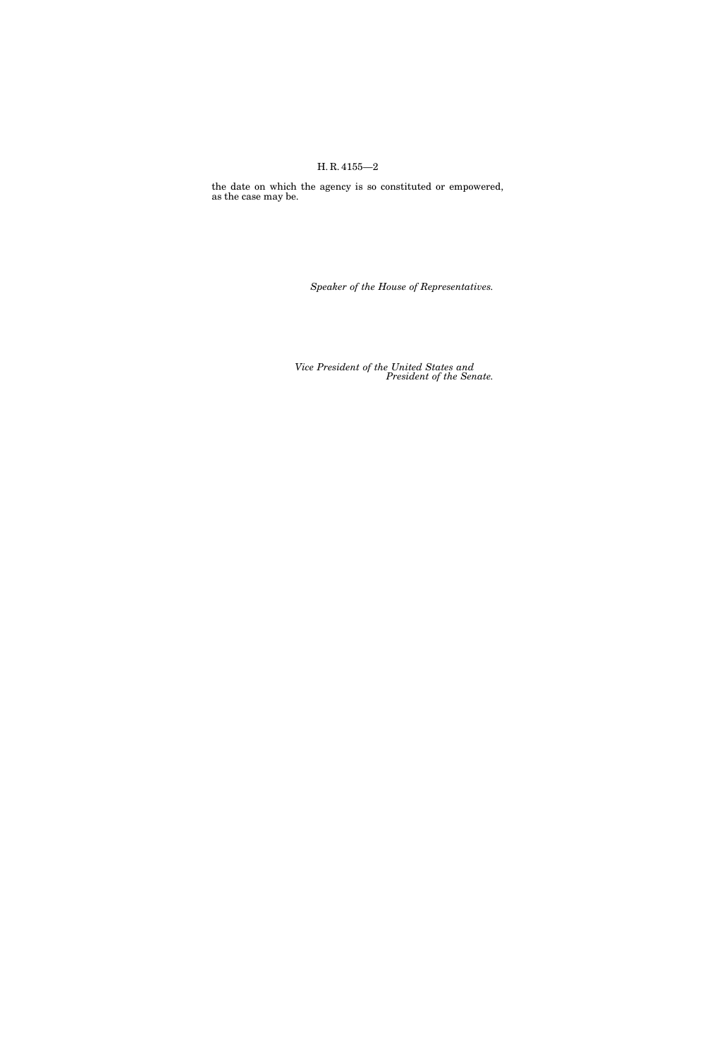the date on which the agency is so constituted or empowered, as the case may be.

*Speaker of the House of Representatives.*

*Vice President of the United States and President of the Senate.*